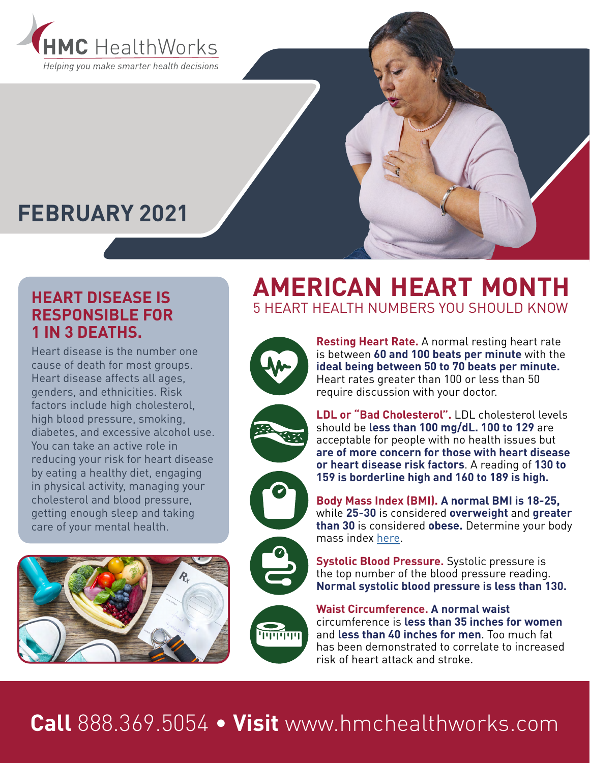HMC HealthWorks

*Helping you make smarter health decisions*

# FEBRUARY 2021

## HEART DISEASE IS RESPONSIBLE FOR 1 IN 3 DEATHS.

Heart disease is the number one cause of death for most groups. Heart disease affects all ages, genders, and ethnicities. Risk factors include high cholesterol, high blood pressure, smoking, diabetes, and excessive alcohol use. You can take an active role in reducing your risk for heart disease by eating a healthy diet, engaging in physical activity, managing your cholesterol and blood pressure, getting enough sleep and taking care of your mental health.

# AMERICAN HEART MONTH

## 5 HEART HEALTH NUMBERS YOU SHOULD KNOW

**Resting Heart Rate.** A normal resting heart rate is between **60 and 100 beats per minute** with the **ideal being between 50 to 70 beats per minute.** Heart rates greater than 100 or less than 50 require discussion with your doctor.

**LDL or "Bad Cholesterol".** LDL cholesterol levels should be **less than 100 mg/dL. 100 to 129** are acceptable for people with no health issues but **are of more concern for those with heart disease or heart disease risk factors**. A reading of **130 to 159 is borderline high and 160 to 189 is high.**

**Body Mass Index (BMI). A normal BMI is 18-25,** while **25-30** is considered **overweight** and **greater than 30** is considered **obese.** Determine your body mass index here.

**Systolic Blood Pressure.** Systolic pressure is the top number of the blood pressure reading. **Normal systolic blood pressure is less than 130.**

**Waist Circumference. A normal waist** circumference is **less than 35 inches for women** and **less than 40 inches for men**. Too much fat has been demonstrated to correlate to increased risk of heart attack and stroke.

**Call** 888.369.5054 • **Visit** www.hmchealthworks.com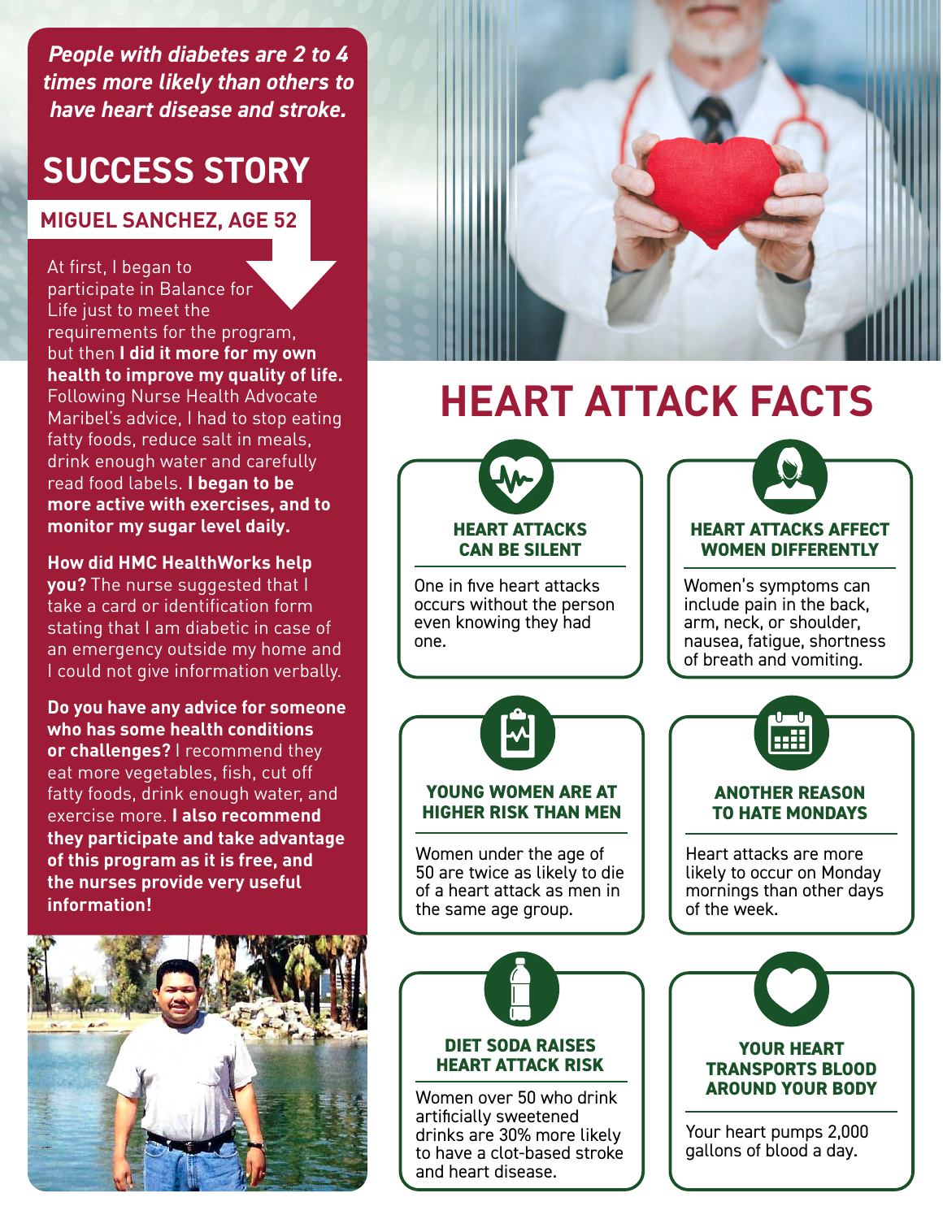***People with diabetes are 2 to 4 times more likely than others to have heart disease and stroke.***

## SUCCESS STORY

### MIGUEL SANCHEZ, AGE 52

At first, I began to participate in Balance for Life just to meet the requirements for the program, but then **I did it more for my own health to improve my quality of life.** Following Nurse Health Advocate Maribel's advice, I had to stop eating fatty foods, reduce salt in meals, drink enough water and carefully read food labels. **I began to be more active with exercises, and to monitor my sugar level daily.**

**How did HMC HealthWorks help you?** The nurse suggested that I take a card or identification form stating that I am diabetic in case of an emergency outside my home and I could not give information verbally.

**Do you have any advice for someone who has some health conditions or challenges?** I recommend they eat more vegetables, fish, cut off fatty foods, drink enough water, and exercise more. **I also recommend they participate and take advantage of this program as it is free, and the nurses provide very useful information!**

# HEART ATTACK FACTS

### HEART ATTACKS CAN BE SILENT

One in five heart attacks occurs without the person even knowing they had one.

### HEART ATTACKS AFFECT WOMEN DIFFERENTLY

Women's symptoms can include pain in the back, arm, neck, or shoulder, nausea, fatigue, shortness of breath and vomiting.

### YOUNG WOMEN ARE AT HIGHER RISK THAN MEN

Women under the age of 50 are twice as likely to die of a heart attack as men in the same age group.

### ANOTHER REASON TO HATE MONDAYS

Heart attacks are more likely to occur on Monday mornings than other days of the week.

### DIET SODA RAISES HEART ATTACK RISK

Women over 50 who drink artificially sweetened drinks are 30% more likely to have a clot-based stroke and heart disease.

### YOUR HEART TRANSPORTS BLOOD AROUND YOUR BODY

Your heart pumps 2,000 gallons of blood a day.